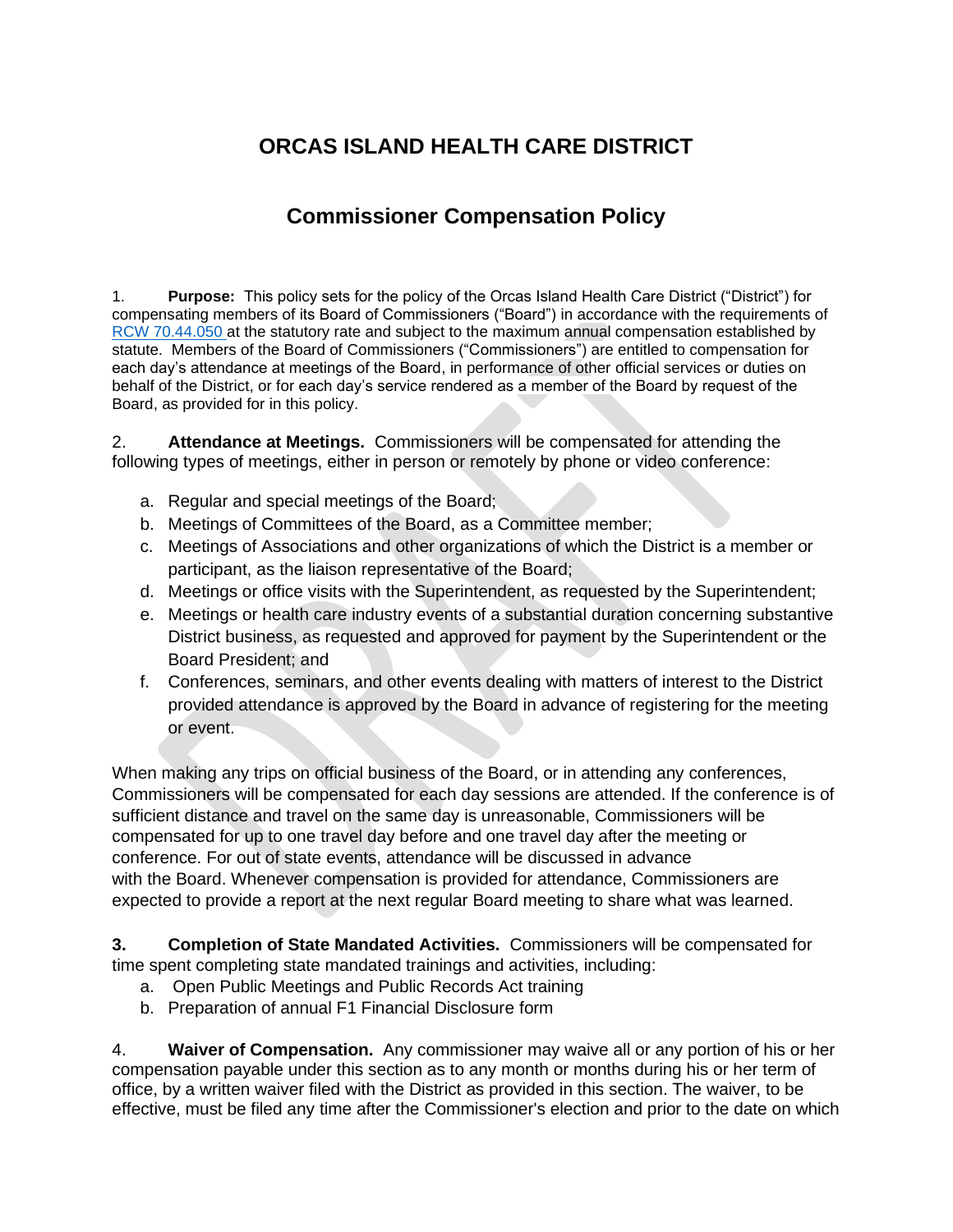# ORCAS ISLAND HEALTH CARE DISTRICT

## Commissioner Compensation Policy

1. **Purpose:** This policy sets for the policy of the Orcas Island Health Care District ("District") for compensating members of its Board of Commissioners ("Board") in accordance with the requirements of RCW 70.44.050 at the statutory rate and subject to the maximum annual compensation established by statute. Members of the Board of Commissioners ("Commissioners") are entitled to compensation for each day's attendance at meetings of the Board, in performance of other official services or duties on behalf of the District, or for each day's service rendered as a member of the Board by request of the Board, as provided for in this policy.

2. **Attendance at Meetings.** Commissioners will be compensated for attending the following types of meetings, either in person or remotely by phone or video conference:

   a. Regular and special meetings of the Board;
   b. Meetings of Committees of the Board, as a Committee member;
   c. Meetings of Associations and other organizations of which the District is a member or participant, as the liaison representative of the Board;
   d. Meetings or office visits with the Superintendent, as requested by the Superintendent;
   e. Meetings or health care industry events of a substantial duration concerning substantive District business, as requested and approved for payment by the Superintendent or the Board President; and
   f. Conferences, seminars, and other events dealing with matters of interest to the District provided attendance is approved by the Board in advance of registering for the meeting or event.

When making any trips on official business of the Board, or in attending any conferences, Commissioners will be compensated for each day sessions are attended. If the conference is of sufficient distance and travel on the same day is unreasonable, Commissioners will be compensated for up to one travel day before and one travel day after the meeting or conference. For out of state events, attendance will be discussed in advance with the Board. Whenever compensation is provided for attendance, Commissioners are expected to provide a report at the next regular Board meeting to share what was learned.

**3. Completion of State Mandated Activities.** Commissioners will be compensated for time spent completing state mandated trainings and activities, including:

   a. Open Public Meetings and Public Records Act training
   b. Preparation of annual F1 Financial Disclosure form

4. **Waiver of Compensation.** Any commissioner may waive all or any portion of his or her compensation payable under this section as to any month or months during his or her term of office, by a written waiver filed with the District as provided in this section. The waiver, to be effective, must be filed any time after the Commissioner's election and prior to the date on which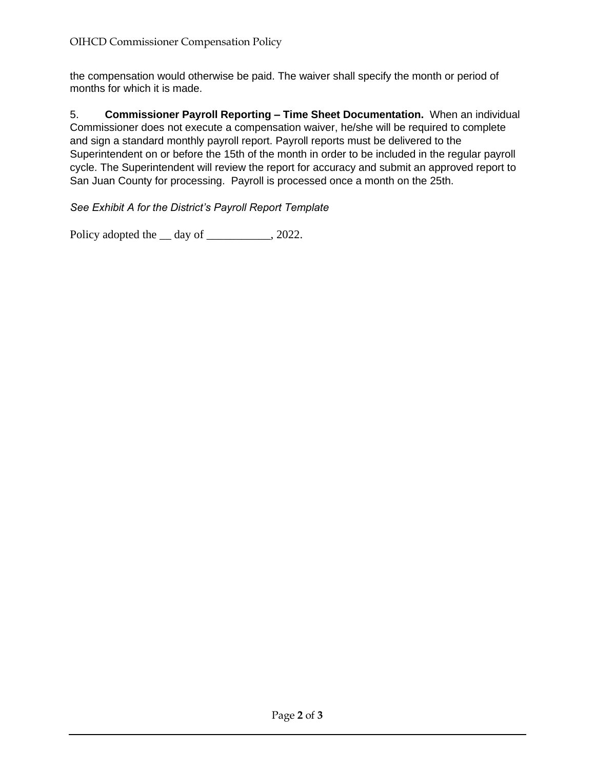the compensation would otherwise be paid. The waiver shall specify the month or period of months for which it is made.

5. **Commissioner Payroll Reporting – Time Sheet Documentation.** When an individual Commissioner does not execute a compensation waiver, he/she will be required to complete and sign a standard monthly payroll report. Payroll reports must be delivered to the Superintendent on or before the 15th of the month in order to be included in the regular payroll cycle. The Superintendent will review the report for accuracy and submit an approved report to San Juan County for processing. Payroll is processed once a month on the 25th.

*See Exhibit A for the District's Payroll Report Template*

Policy adopted the __ day of ___________, 2022.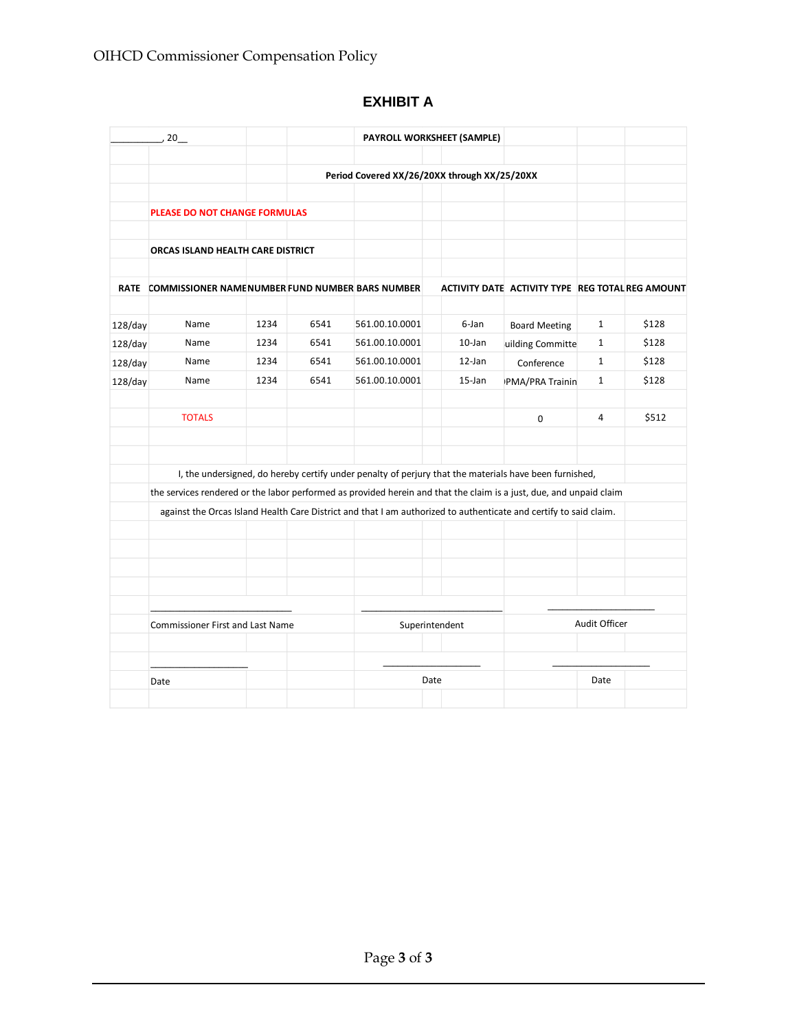## EXHIBIT A

__________, 20__

**PAYROLL WORKSHEET (SAMPLE)**

**Period Covered XX/26/20XX through XX/25/20XX**

**PLEASE DO NOT CHANGE FORMULAS**

**ORCAS ISLAND HEALTH CARE DISTRICT**

| RATE | COMMISSIONER NAME | NUMBER | FUND NUMBER | BARS NUMBER | ACTIVITY DATE | ACTIVITY TYPE | REG TOTAL | REG AMOUNT |
|---|---|---|---|---|---|---|---|---|
| 128/day | Name | 1234 | 6541 | 561.00.10.0001 | 6-Jan | Board Meeting | 1 | $128 |
| 128/day | Name | 1234 | 6541 | 561.00.10.0001 | 10-Jan | uilding Committe | 1 | $128 |
| 128/day | Name | 1234 | 6541 | 561.00.10.0001 | 12-Jan | Conference | 1 | $128 |
| 128/day | Name | 1234 | 6541 | 561.00.10.0001 | 15-Jan | PMA/PRA Trainin | 1 | $128 |
| | TOTALS | | | | | 0 | 4 | $512 |

I, the undersigned, do hereby certify under penalty of perjury that the materials have been furnished, the services rendered or the labor performed as provided herein and that the claim is a just, due, and unpaid claim against the Orcas Island Health Care District and that I am authorized to authenticate and certify to said claim.

| | | |
|---|---|---|
| ___________________________ | ___________________________ | ____________________ |
| Commissioner First and Last Name | Superintendent | Audit Officer |
| ___________________ | ___________________ | ___________________ |
| Date | Date | Date |